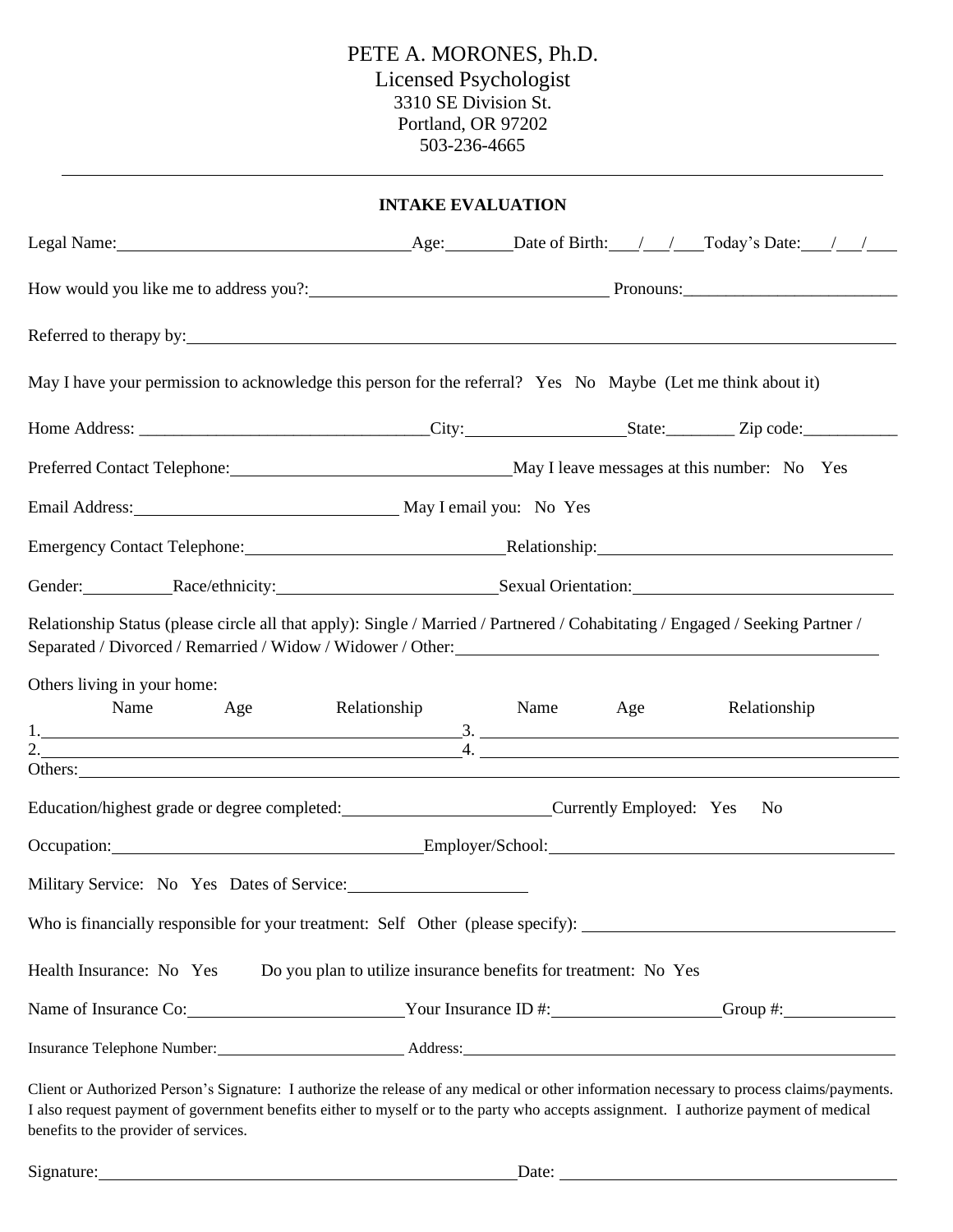PETE A. MORONES, Ph.D.
Licensed Psychologist
3310 SE Division St.
Portland, OR 97202
503-236-4665

---

**INTAKE EVALUATION**

Legal Name:________________________ Age:________ Date of Birth:___/___/___ Today's Date:___/___/___

How would you like me to address you?:________________________ Pronouns:________________________

Referred to therapy by:________________________________________________

May I have your permission to acknowledge this person for the referral? Yes No Maybe (Let me think about it)

Home Address: ________________________ City:________________ State:________ Zip code:___________

Preferred Contact Telephone:________________________ May I leave messages at this number: No Yes

Email Address:________________________ May I email you: No Yes

Emergency Contact Telephone:________________________ Relationship:________________________

Gender:__________ Race/ethnicity:________________________ Sexual Orientation:________________________

Relationship Status (please circle all that apply): Single / Married / Partnered / Cohabitating / Engaged / Seeking Partner / Separated / Divorced / Remarried / Widow / Widower / Other:________________________

Others living in your home:

| | Name | Age | Relationship | | Name | Age | Relationship |
|---|---|---|---|---|---|---|---|
| 1. | | | | 3. | | | |
| 2. | | | | 4. | | | |

Others:________________________________________________

Education/highest grade or degree completed:________________________ Currently Employed: Yes No

Occupation:________________________ Employer/School:________________________

Military Service: No Yes Dates of Service:____________________

Who is financially responsible for your treatment: Self Other (please specify): ________________________

Health Insurance: No Yes Do you plan to utilize insurance benefits for treatment: No Yes

Name of Insurance Co:________________________ Your Insurance ID #:____________________ Group #:____________

Insurance Telephone Number:____________________ Address:________________________________

Client or Authorized Person's Signature: I authorize the release of any medical or other information necessary to process claims/payments. I also request payment of government benefits either to myself or to the party who accepts assignment. I authorize payment of medical benefits to the provider of services.

Signature:________________________________________ Date: ________________________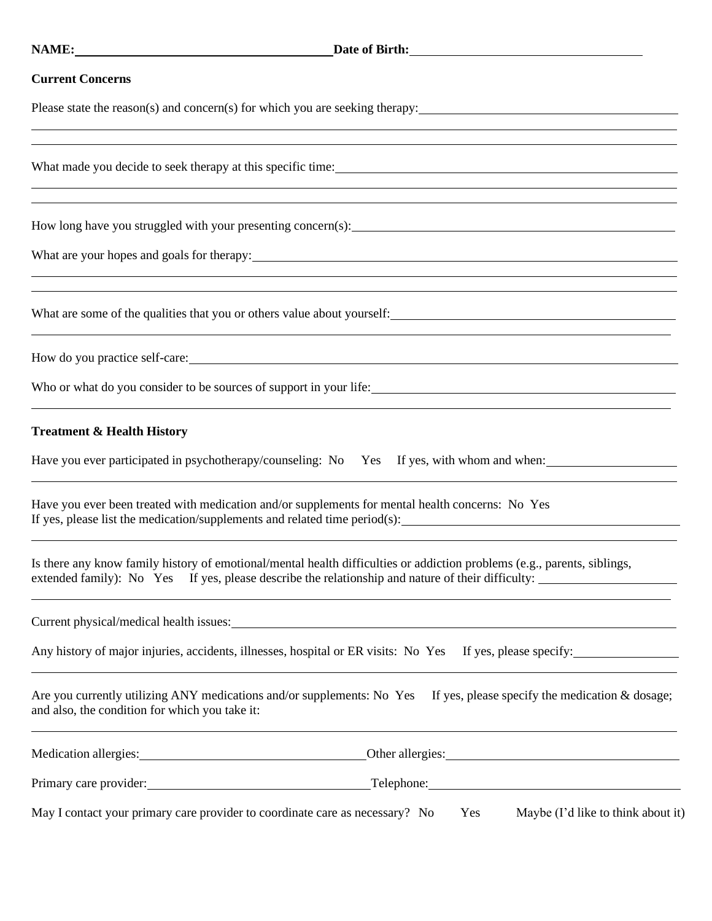**NAME:** \_\_\_\_\_\_\_\_\_\_\_\_\_\_\_\_\_\_\_\_\_\_\_\_\_\_\_\_\_\_\_\_ **Date of Birth:** \_\_\_\_\_\_\_\_\_\_\_\_\_\_\_\_\_\_\_\_\_\_\_\_\_\_\_\_\_\_\_\_

**Current Concerns**

Please state the reason(s) and concern(s) for which you are seeking therapy: \_\_\_\_\_\_\_\_\_\_\_\_\_\_\_\_\_\_\_\_\_\_\_\_\_\_\_\_\_\_\_\_

What made you decide to seek therapy at this specific time: \_\_\_\_\_\_\_\_\_\_\_\_\_\_\_\_\_\_\_\_\_\_\_\_\_\_\_\_\_\_\_\_

How long have you struggled with your presenting concern(s): \_\_\_\_\_\_\_\_\_\_\_\_\_\_\_\_\_\_\_\_\_\_\_\_\_\_\_\_\_\_\_\_

What are your hopes and goals for therapy: \_\_\_\_\_\_\_\_\_\_\_\_\_\_\_\_\_\_\_\_\_\_\_\_\_\_\_\_\_\_\_\_

What are some of the qualities that you or others value about yourself: \_\_\_\_\_\_\_\_\_\_\_\_\_\_\_\_\_\_\_\_\_\_\_\_\_\_\_\_\_\_\_\_

How do you practice self-care: \_\_\_\_\_\_\_\_\_\_\_\_\_\_\_\_\_\_\_\_\_\_\_\_\_\_\_\_\_\_\_\_

Who or what do you consider to be sources of support in your life: \_\_\_\_\_\_\_\_\_\_\_\_\_\_\_\_\_\_\_\_\_\_\_\_\_\_\_\_\_\_\_\_

**Treatment & Health History**

Have you ever participated in psychotherapy/counseling: No Yes If yes, with whom and when: \_\_\_\_\_\_\_\_\_\_\_\_\_\_\_\_\_\_\_\_\_\_\_\_\_\_\_\_\_\_\_\_

Have you ever been treated with medication and/or supplements for mental health concerns: No Yes
If yes, please list the medication/supplements and related time period(s): \_\_\_\_\_\_\_\_\_\_\_\_\_\_\_\_\_\_\_\_\_\_\_\_\_\_\_\_\_\_\_\_

Is there any know family history of emotional/mental health difficulties or addiction problems (e.g., parents, siblings, extended family): No Yes If yes, please describe the relationship and nature of their difficulty: \_\_\_\_\_\_\_\_\_\_\_\_\_\_\_\_\_\_\_\_\_\_\_\_\_\_\_\_\_\_\_\_

Current physical/medical health issues: \_\_\_\_\_\_\_\_\_\_\_\_\_\_\_\_\_\_\_\_\_\_\_\_\_\_\_\_\_\_\_\_

Any history of major injuries, accidents, illnesses, hospital or ER visits: No Yes If yes, please specify: \_\_\_\_\_\_\_\_\_\_\_\_\_\_\_\_\_\_\_\_\_\_\_\_\_\_\_\_\_\_\_\_

Are you currently utilizing ANY medications and/or supplements: No Yes If yes, please specify the medication & dosage; and also, the condition for which you take it: \_\_\_\_\_\_\_\_\_\_\_\_\_\_\_\_\_\_\_\_\_\_\_\_\_\_\_\_\_\_\_\_

Medication allergies: \_\_\_\_\_\_\_\_\_\_\_\_\_\_\_\_\_\_\_\_\_\_\_\_\_\_\_\_\_\_\_\_ Other allergies: \_\_\_\_\_\_\_\_\_\_\_\_\_\_\_\_\_\_\_\_\_\_\_\_\_\_\_\_\_\_\_\_

Primary care provider: \_\_\_\_\_\_\_\_\_\_\_\_\_\_\_\_\_\_\_\_\_\_\_\_\_\_\_\_\_\_\_\_ Telephone: \_\_\_\_\_\_\_\_\_\_\_\_\_\_\_\_\_\_\_\_\_\_\_\_\_\_\_\_\_\_\_\_

May I contact your primary care provider to coordinate care as necessary? No Yes Maybe (I'd like to think about it)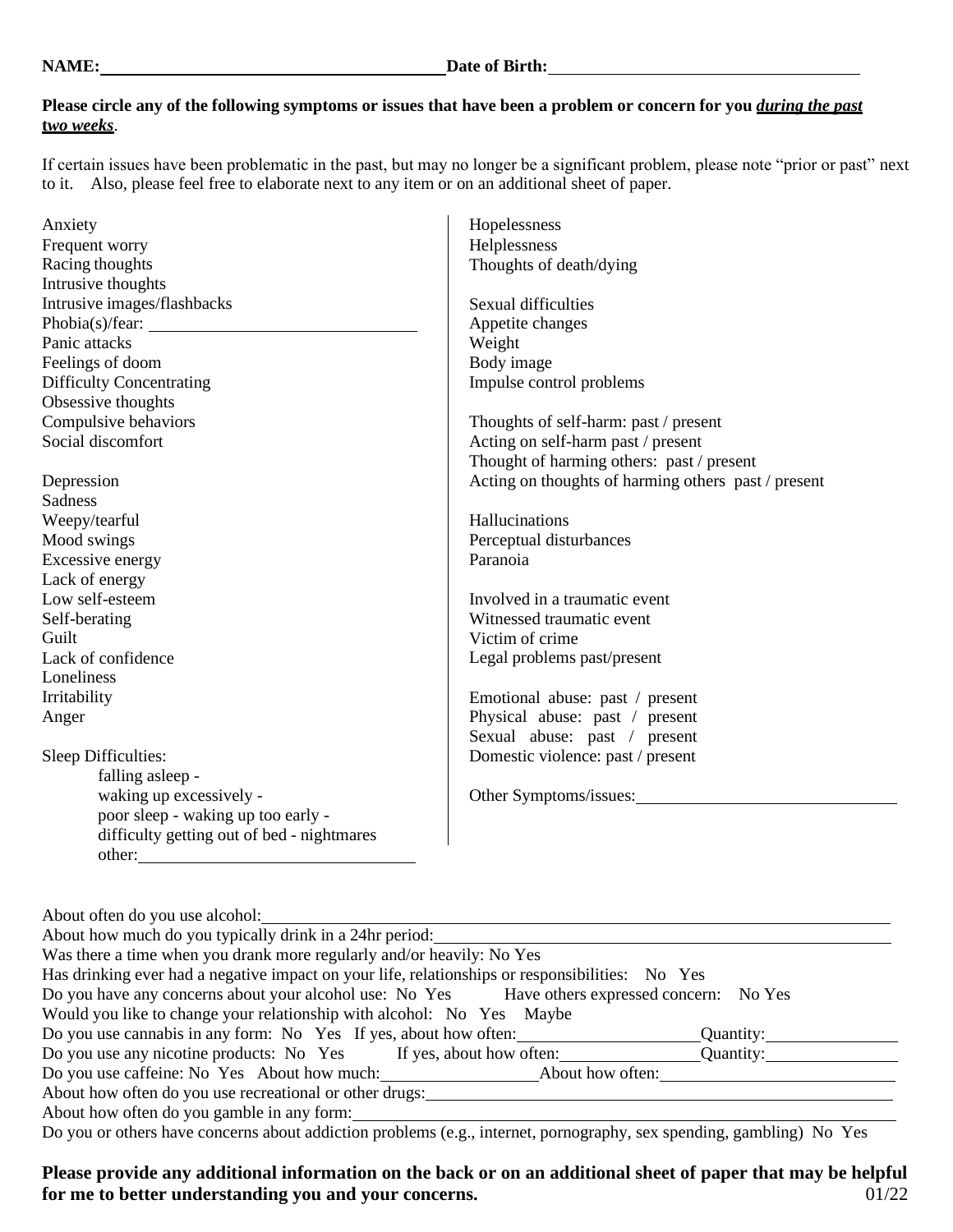**NAME:** ______________________________ **Date of Birth:** ______________________________

**Please circle any of the following symptoms or issues that have been a problem or concern for you *__during the past two weeks__*.**

If certain issues have been problematic in the past, but may no longer be a significant problem, please note "prior or past" next to it. Also, please feel free to elaborate next to any item or on an additional sheet of paper.

Anxiety
Frequent worry
Racing thoughts
Intrusive thoughts
Intrusive images/flashbacks
Phobia(s)/fear: ______________________
Panic attacks
Feelings of doom
Difficulty Concentrating
Obsessive thoughts
Compulsive behaviors
Social discomfort

Depression
Sadness
Weepy/tearful
Mood swings
Excessive energy
Lack of energy
Low self-esteem
Self-berating
Guilt
Lack of confidence
Loneliness
Irritability
Anger

Sleep Difficulties:
- falling asleep -
- waking up excessively -
- poor sleep - waking up too early -
- difficulty getting out of bed - nightmares
- other: ______________________

Hopelessness
Helplessness
Thoughts of death/dying

Sexual difficulties
Appetite changes
Weight
Body image
Impulse control problems

Thoughts of self-harm: past / present
Acting on self-harm past / present
Thought of harming others: past / present
Acting on thoughts of harming others past / present

Hallucinations
Perceptual disturbances
Paranoia

Involved in a traumatic event
Witnessed traumatic event
Victim of crime
Legal problems past/present

Emotional abuse: past / present
Physical abuse: past / present
Sexual abuse: past / present
Domestic violence: past / present

Other Symptoms/issues: ______________________

About often do you use alcohol: ______________________
About how much do you typically drink in a 24hr period: ______________________
Was there a time when you drank more regularly and/or heavily: No Yes
Has drinking ever had a negative impact on your life, relationships or responsibilities: No Yes
Do you have any concerns about your alcohol use: No Yes Have others expressed concern: No Yes
Would you like to change your relationship with alcohol: No Yes Maybe
Do you use cannabis in any form: No Yes If yes, about how often: ____________ Quantity: ____________
Do you use any nicotine products: No Yes If yes, about how often: ____________ Quantity: ____________
Do you use caffeine: No Yes About how much: ____________ About how often: ____________
About how often do you use recreational or other drugs: ______________________
About how often do you gamble in any form: ______________________
Do you or others have concerns about addiction problems (e.g., internet, pornography, sex spending, gambling) No Yes

**Please provide any additional information on the back or on an additional sheet of paper that may be helpful for me to better understanding you and your concerns.**

01/22